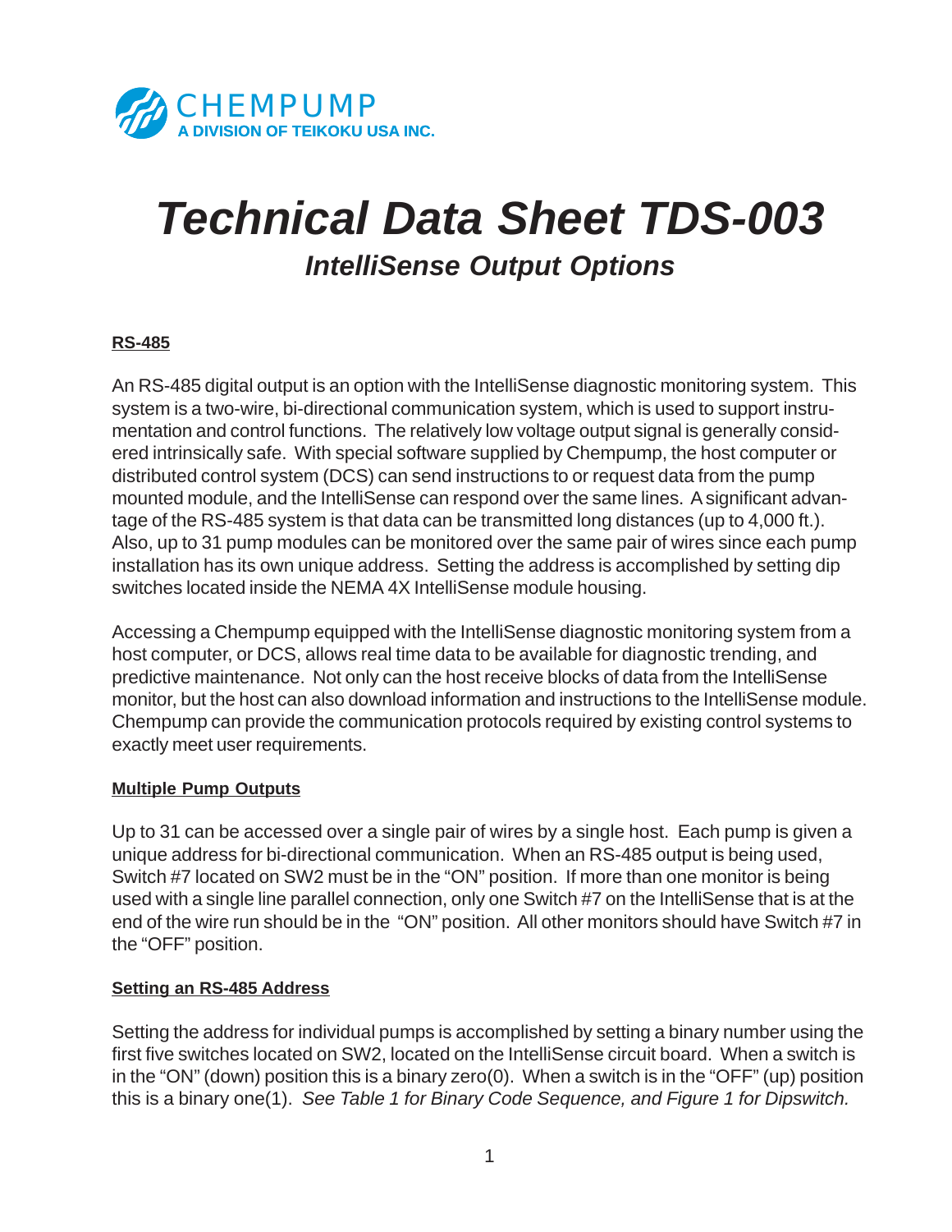CHEMPUMP
A DIVISION OF TEIKOKU USA INC.

# Technical Data Sheet TDS-003

## IntelliSense Output Options

### RS-485

An RS-485 digital output is an option with the IntelliSense diagnostic monitoring system. This system is a two-wire, bi-directional communication system, which is used to support instrumentation and control functions. The relatively low voltage output signal is generally considered intrinsically safe. With special software supplied by Chempump, the host computer or distributed control system (DCS) can send instructions to or request data from the pump mounted module, and the IntelliSense can respond over the same lines. A significant advantage of the RS-485 system is that data can be transmitted long distances (up to 4,000 ft.). Also, up to 31 pump modules can be monitored over the same pair of wires since each pump installation has its own unique address. Setting the address is accomplished by setting dip switches located inside the NEMA 4X IntelliSense module housing.

Accessing a Chempump equipped with the IntelliSense diagnostic monitoring system from a host computer, or DCS, allows real time data to be available for diagnostic trending, and predictive maintenance. Not only can the host receive blocks of data from the IntelliSense monitor, but the host can also download information and instructions to the IntelliSense module. Chempump can provide the communication protocols required by existing control systems to exactly meet user requirements.

### Multiple Pump Outputs

Up to 31 can be accessed over a single pair of wires by a single host. Each pump is given a unique address for bi-directional communication. When an RS-485 output is being used, Switch #7 located on SW2 must be in the "ON" position. If more than one monitor is being used with a single line parallel connection, only one Switch #7 on the IntelliSense that is at the end of the wire run should be in the "ON" position. All other monitors should have Switch #7 in the "OFF" position.

### Setting an RS-485 Address

Setting the address for individual pumps is accomplished by setting a binary number using the first five switches located on SW2, located on the IntelliSense circuit board. When a switch is in the "ON" (down) position this is a binary zero(0). When a switch is in the "OFF" (up) position this is a binary one(1). *See Table 1 for Binary Code Sequence, and Figure 1 for Dipswitch.*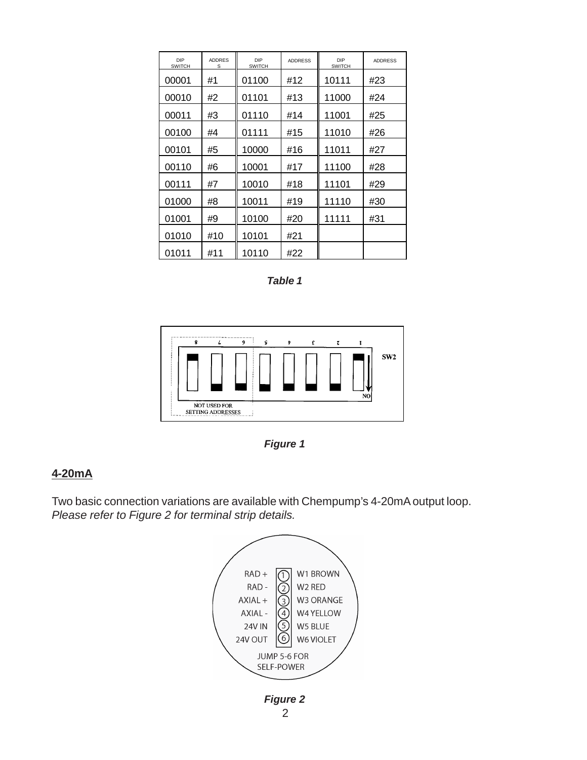| DIP SWITCH | ADDRESS | DIP SWITCH | ADDRESS | DIP SWITCH | ADDRESS |
|---|---|---|---|---|---|
| 00001 | #1 | 01100 | #12 | 10111 | #23 |
| 00010 | #2 | 01101 | #13 | 11000 | #24 |
| 00011 | #3 | 01110 | #14 | 11001 | #25 |
| 00100 | #4 | 01111 | #15 | 11010 | #26 |
| 00101 | #5 | 10000 | #16 | 11011 | #27 |
| 00110 | #6 | 10001 | #17 | 11100 | #28 |
| 00111 | #7 | 10010 | #18 | 11101 | #29 |
| 01000 | #8 | 10011 | #19 | 11110 | #30 |
| 01001 | #9 | 10100 | #20 | 11111 | #31 |
| 01010 | #10 | 10101 | #21 | | |
| 01011 | #11 | 10110 | #22 | | |

***Table 1***

SW2

NOT USED FOR SETTING ADDRESSES

***Figure 1***

## 4-20mA

Two basic connection variations are available with Chempump's 4-20mA output loop. *Please refer to Figure 2 for terminal strip details.*

| Signal | Terminal | Wire |
|---|---|---|
| RAD + | 1 | W1 BROWN |
| RAD - | 2 | W2 RED |
| AXIAL + | 3 | W3 ORANGE |
| AXIAL - | 4 | W4 YELLOW |
| 24V IN | 5 | W5 BLUE |
| 24V OUT | 6 | W6 VIOLET |

JUMP 5-6 FOR SELF-POWER

***Figure 2***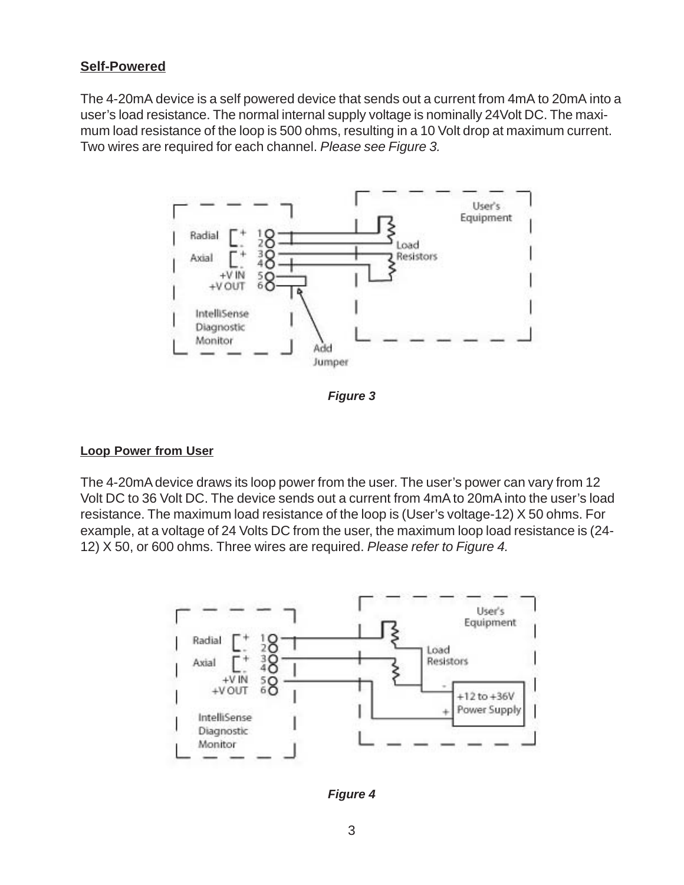## Self-Powered

The 4-20mA device is a self powered device that sends out a current from 4mA to 20mA into a user's load resistance. The normal internal supply voltage is nominally 24Volt DC. The maximum load resistance of the loop is 500 ohms, resulting in a 10 Volt drop at maximum current. Two wires are required for each channel. *Please see Figure 3.*

***Figure 3***

## Loop Power from User

The 4-20mA device draws its loop power from the user. The user's power can vary from 12 Volt DC to 36 Volt DC. The device sends out a current from 4mA to 20mA into the user's load resistance. The maximum load resistance of the loop is (User's voltage-12) X 50 ohms. For example, at a voltage of 24 Volts DC from the user, the maximum loop load resistance is (24-12) X 50, or 600 ohms. Three wires are required. *Please refer to Figure 4.*

***Figure 4***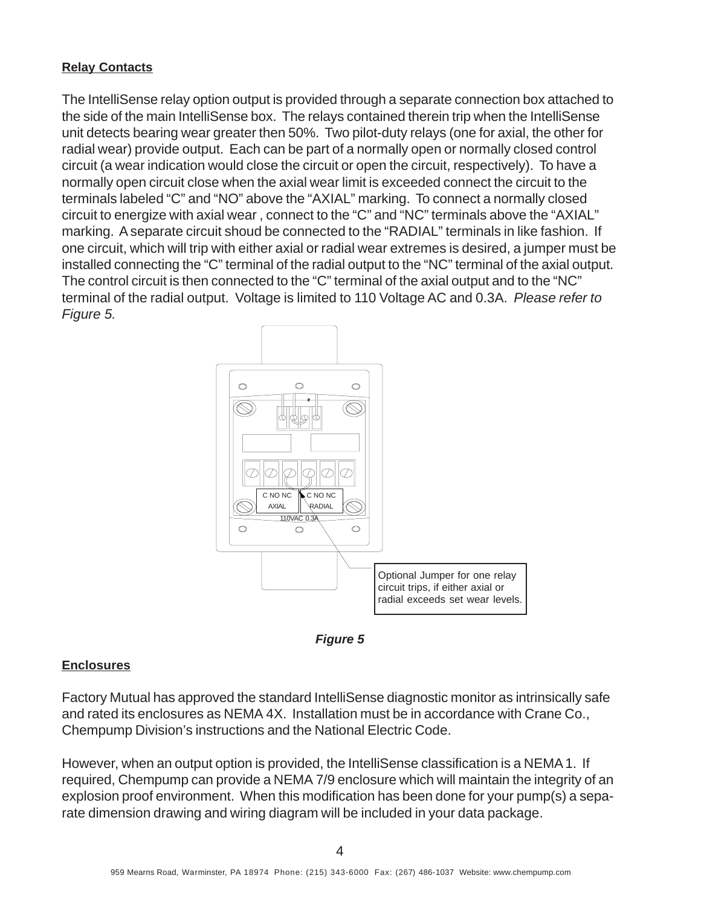**Relay Contacts**

The IntelliSense relay option output is provided through a separate connection box attached to the side of the main IntelliSense box. The relays contained therein trip when the IntelliSense unit detects bearing wear greater then 50%. Two pilot-duty relays (one for axial, the other for radial wear) provide output. Each can be part of a normally open or normally closed control circuit (a wear indication would close the circuit or open the circuit, respectively). To have a normally open circuit close when the axial wear limit is exceeded connect the circuit to the terminals labeled "C" and "NO" above the "AXIAL" marking. To connect a normally closed circuit to energize with axial wear , connect to the "C" and "NC" terminals above the "AXIAL" marking. A separate circuit shoud be connected to the "RADIAL" terminals in like fashion. If one circuit, which will trip with either axial or radial wear extremes is desired, a jumper must be installed connecting the "C" terminal of the radial output to the "NC" terminal of the axial output. The control circuit is then connected to the "C" terminal of the axial output and to the "NC" terminal of the radial output. Voltage is limited to 110 Voltage AC and 0.3A. *Please refer to Figure 5.*

C NO NC
AXIAL
C NO NC
RADIAL
110VAC 0.3A

Optional Jumper for one relay circuit trips, if either axial or radial exceeds set wear levels.

***Figure 5***

**Enclosures**

Factory Mutual has approved the standard IntelliSense diagnostic monitor as intrinsically safe and rated its enclosures as NEMA 4X. Installation must be in accordance with Crane Co., Chempump Division's instructions and the National Electric Code.

However, when an output option is provided, the IntelliSense classification is a NEMA 1. If required, Chempump can provide a NEMA 7/9 enclosure which will maintain the integrity of an explosion proof environment. When this modification has been done for your pump(s) a separate dimension drawing and wiring diagram will be included in your data package.